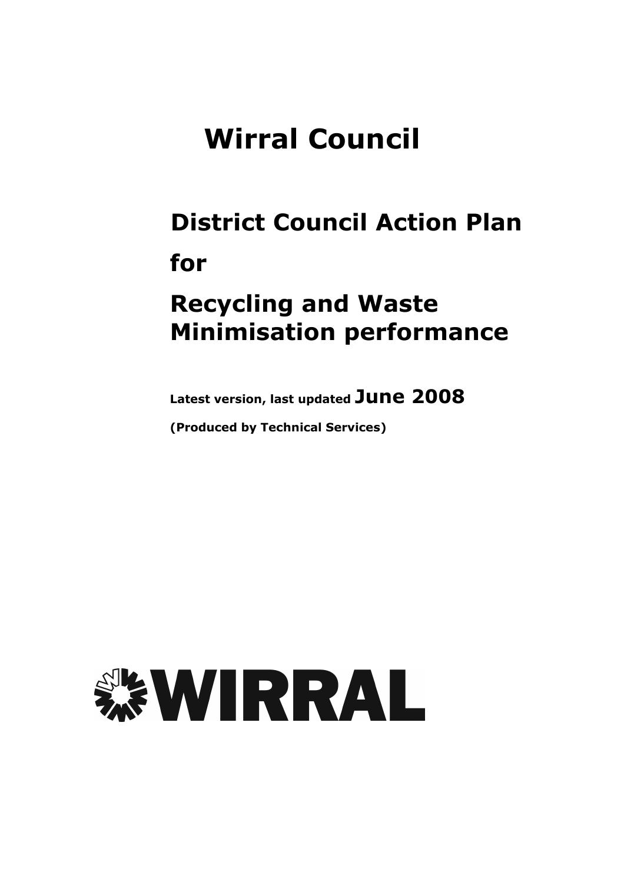# Wirral Council

## District Council Action Plan

## for

## Recycling and Waste Minimisation performance

**Latest version, last updated June 2008**

**(Produced by Technical Services)**

WIRRAL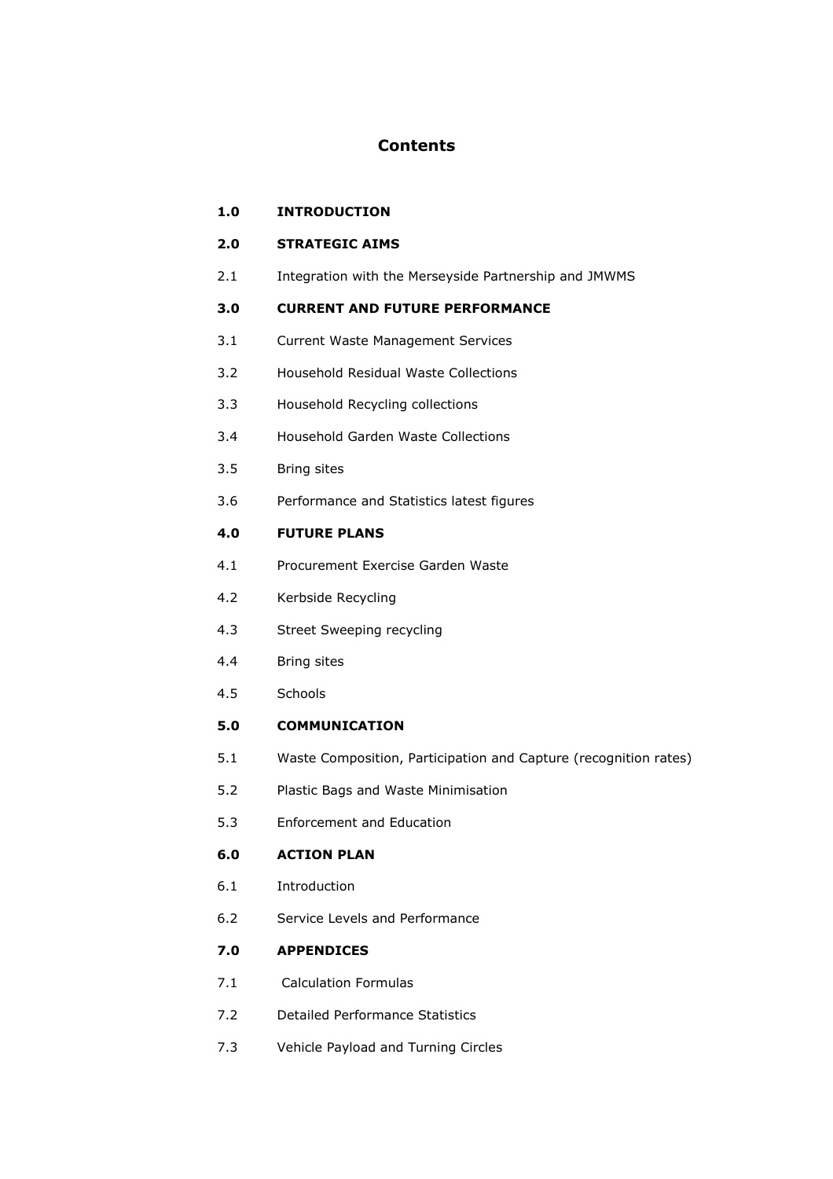# Contents

**1.0 INTRODUCTION**

**2.0 STRATEGIC AIMS**

2.1 Integration with the Merseyside Partnership and JMWMS

**3.0 CURRENT AND FUTURE PERFORMANCE**

3.1 Current Waste Management Services

3.2 Household Residual Waste Collections

3.3 Household Recycling collections

3.4 Household Garden Waste Collections

3.5 Bring sites

3.6 Performance and Statistics latest figures

**4.0 FUTURE PLANS**

4.1 Procurement Exercise Garden Waste

4.2 Kerbside Recycling

4.3 Street Sweeping recycling

4.4 Bring sites

4.5 Schools

**5.0 COMMUNICATION**

5.1 Waste Composition, Participation and Capture (recognition rates)

5.2 Plastic Bags and Waste Minimisation

5.3 Enforcement and Education

**6.0 ACTION PLAN**

6.1 Introduction

6.2 Service Levels and Performance

**7.0 APPENDICES**

7.1 Calculation Formulas

7.2 Detailed Performance Statistics

7.3 Vehicle Payload and Turning Circles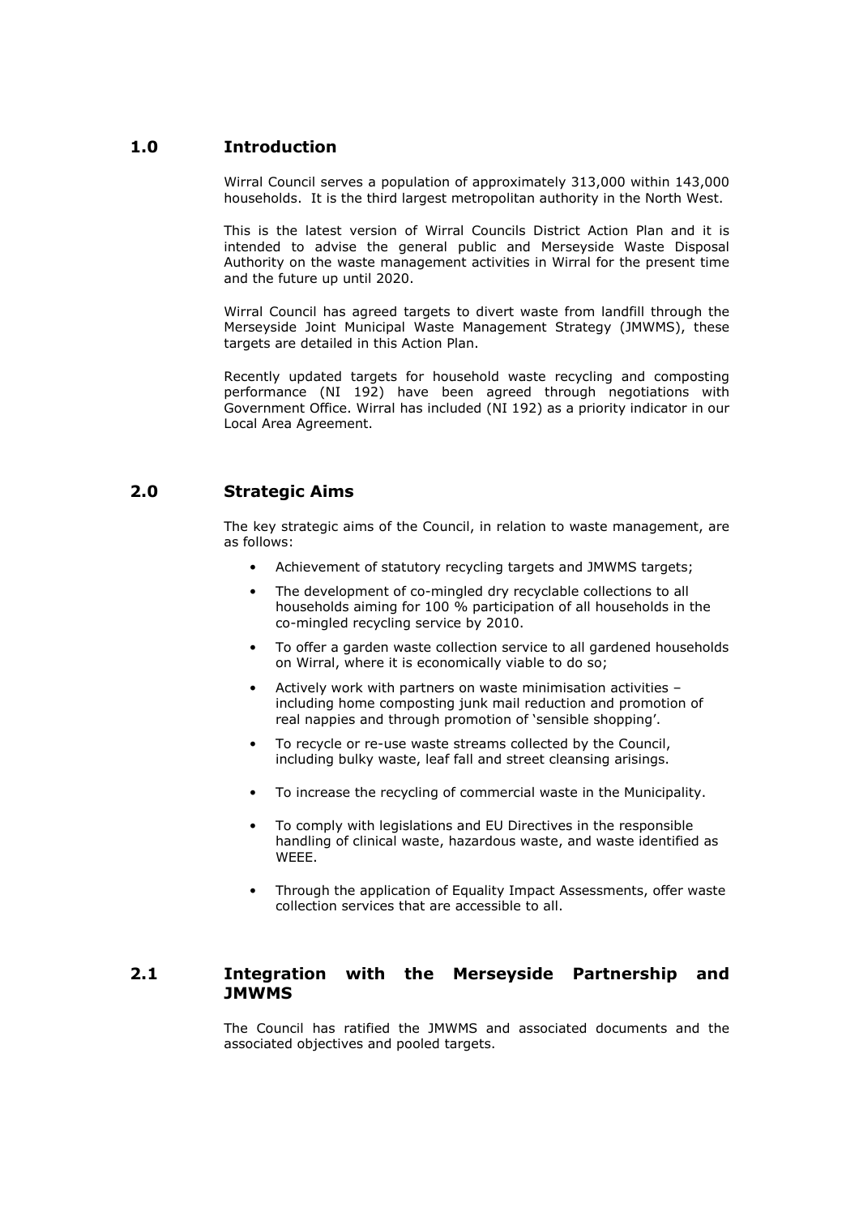## 1.0 Introduction

Wirral Council serves a population of approximately 313,000 within 143,000 households. It is the third largest metropolitan authority in the North West.

This is the latest version of Wirral Councils District Action Plan and it is intended to advise the general public and Merseyside Waste Disposal Authority on the waste management activities in Wirral for the present time and the future up until 2020.

Wirral Council has agreed targets to divert waste from landfill through the Merseyside Joint Municipal Waste Management Strategy (JMWMS), these targets are detailed in this Action Plan.

Recently updated targets for household waste recycling and composting performance (NI 192) have been agreed through negotiations with Government Office. Wirral has included (NI 192) as a priority indicator in our Local Area Agreement.

## 2.0 Strategic Aims

The key strategic aims of the Council, in relation to waste management, are as follows:

- Achievement of statutory recycling targets and JMWMS targets;
- The development of co-mingled dry recyclable collections to all households aiming for 100 % participation of all households in the co-mingled recycling service by 2010.
- To offer a garden waste collection service to all gardened households on Wirral, where it is economically viable to do so;
- Actively work with partners on waste minimisation activities – including home composting junk mail reduction and promotion of real nappies and through promotion of 'sensible shopping'.
- To recycle or re-use waste streams collected by the Council, including bulky waste, leaf fall and street cleansing arisings.
- To increase the recycling of commercial waste in the Municipality.
- To comply with legislations and EU Directives in the responsible handling of clinical waste, hazardous waste, and waste identified as WEEE.
- Through the application of Equality Impact Assessments, offer waste collection services that are accessible to all.

## 2.1 Integration with the Merseyside Partnership and JMWMS

The Council has ratified the JMWMS and associated documents and the associated objectives and pooled targets.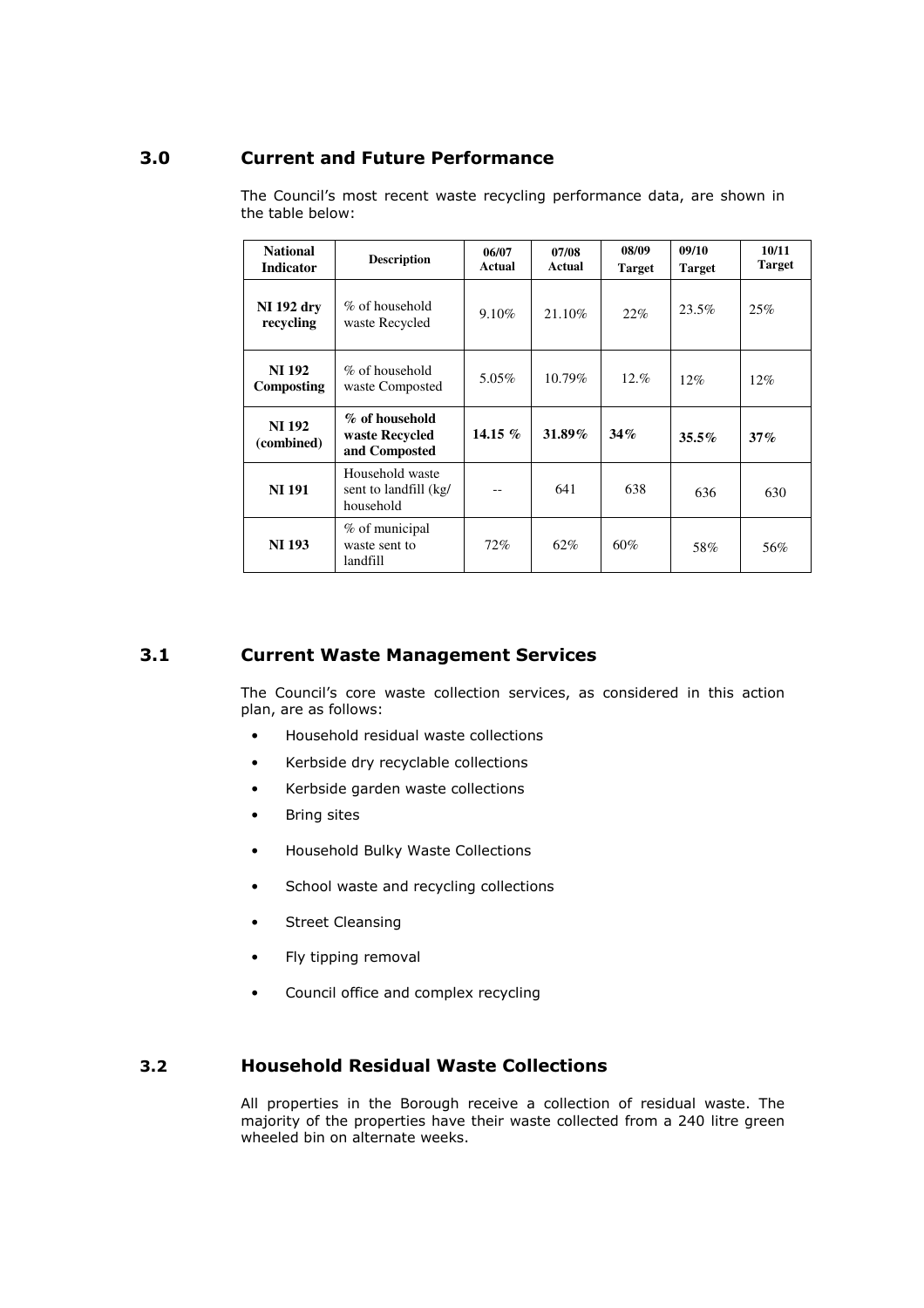## 3.0 Current and Future Performance

The Council's most recent waste recycling performance data, are shown in the table below:

| National Indicator | Description | 06/07 Actual | 07/08 Actual | 08/09 Target | 09/10 Target | 10/11 Target |
|---|---|---|---|---|---|---|
| **NI 192 dry recycling** | % of household waste Recycled | 9.10% | 21.10% | 22% | 23.5% | 25% |
| **NI 192 Composting** | % of household waste Composted | 5.05% | 10.79% | 12.% | 12% | 12% |
| **NI 192 (combined)** | **% of household waste Recycled and Composted** | **14.15 %** | **31.89%** | **34%** | **35.5%** | **37%** |
| **NI 191** | Household waste sent to landfill (kg/ household | -- | 641 | 638 | 636 | 630 |
| **NI 193** | % of municipal waste sent to landfill | 72% | 62% | 60% | 58% | 56% |

## 3.1 Current Waste Management Services

The Council's core waste collection services, as considered in this action plan, are as follows:

- Household residual waste collections
- Kerbside dry recyclable collections
- Kerbside garden waste collections
- Bring sites
- Household Bulky Waste Collections
- School waste and recycling collections
- Street Cleansing
- Fly tipping removal
- Council office and complex recycling

## 3.2 Household Residual Waste Collections

All properties in the Borough receive a collection of residual waste. The majority of the properties have their waste collected from a 240 litre green wheeled bin on alternate weeks.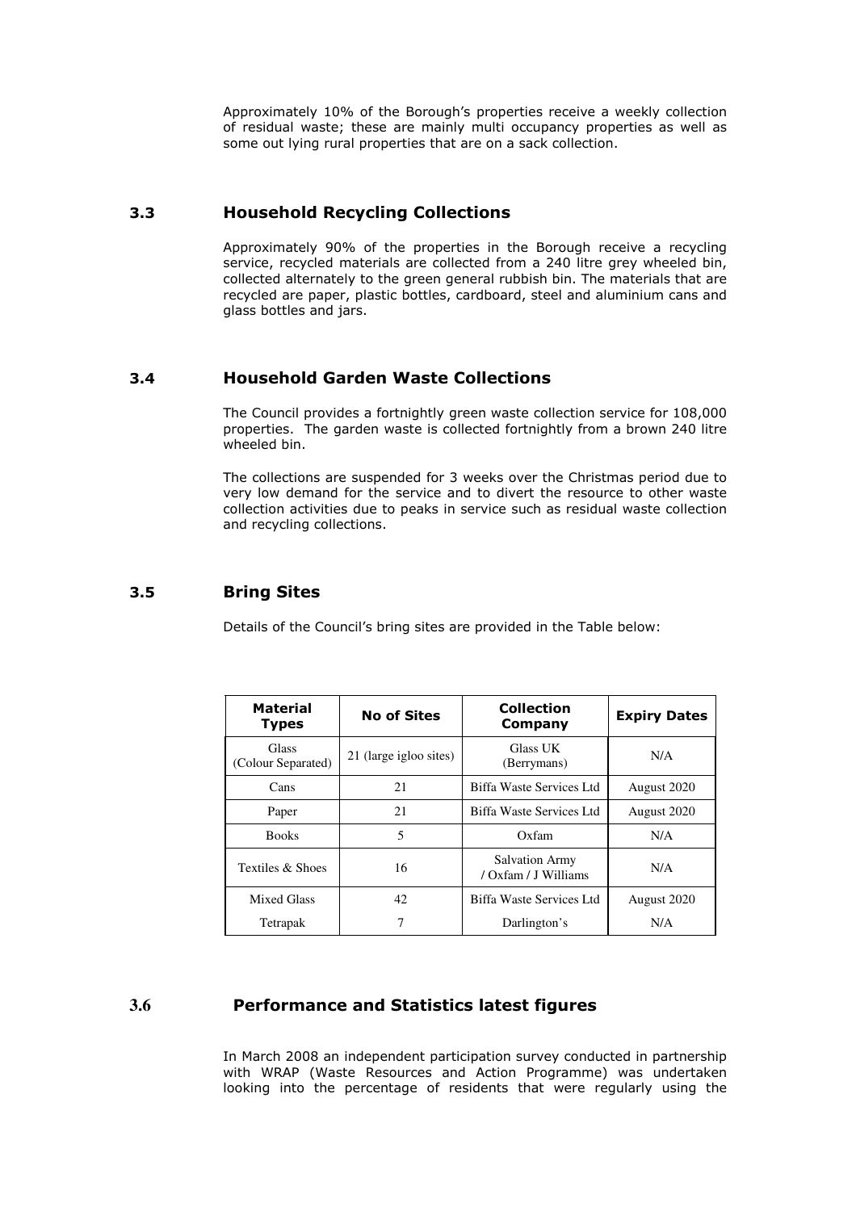Approximately 10% of the Borough's properties receive a weekly collection of residual waste; these are mainly multi occupancy properties as well as some out lying rural properties that are on a sack collection.

### 3.3 Household Recycling Collections

Approximately 90% of the properties in the Borough receive a recycling service, recycled materials are collected from a 240 litre grey wheeled bin, collected alternately to the green general rubbish bin. The materials that are recycled are paper, plastic bottles, cardboard, steel and aluminium cans and glass bottles and jars.

### 3.4 Household Garden Waste Collections

The Council provides a fortnightly green waste collection service for 108,000 properties. The garden waste is collected fortnightly from a brown 240 litre wheeled bin.

The collections are suspended for 3 weeks over the Christmas period due to very low demand for the service and to divert the resource to other waste collection activities due to peaks in service such as residual waste collection and recycling collections.

### 3.5 Bring Sites

Details of the Council's bring sites are provided in the Table below:

| Material Types | No of Sites | Collection Company | Expiry Dates |
|---|---|---|---|
| Glass (Colour Separated) | 21 (large igloo sites) | Glass UK (Berrymans) | N/A |
| Cans | 21 | Biffa Waste Services Ltd | August 2020 |
| Paper | 21 | Biffa Waste Services Ltd | August 2020 |
| Books | 5 | Oxfam | N/A |
| Textiles & Shoes | 16 | Salvation Army / Oxfam / J Williams | N/A |
| Mixed Glass | 42 | Biffa Waste Services Ltd | August 2020 |
| Tetrapak | 7 | Darlington's | N/A |

### 3.6 Performance and Statistics latest figures

In March 2008 an independent participation survey conducted in partnership with WRAP (Waste Resources and Action Programme) was undertaken looking into the percentage of residents that were regularly using the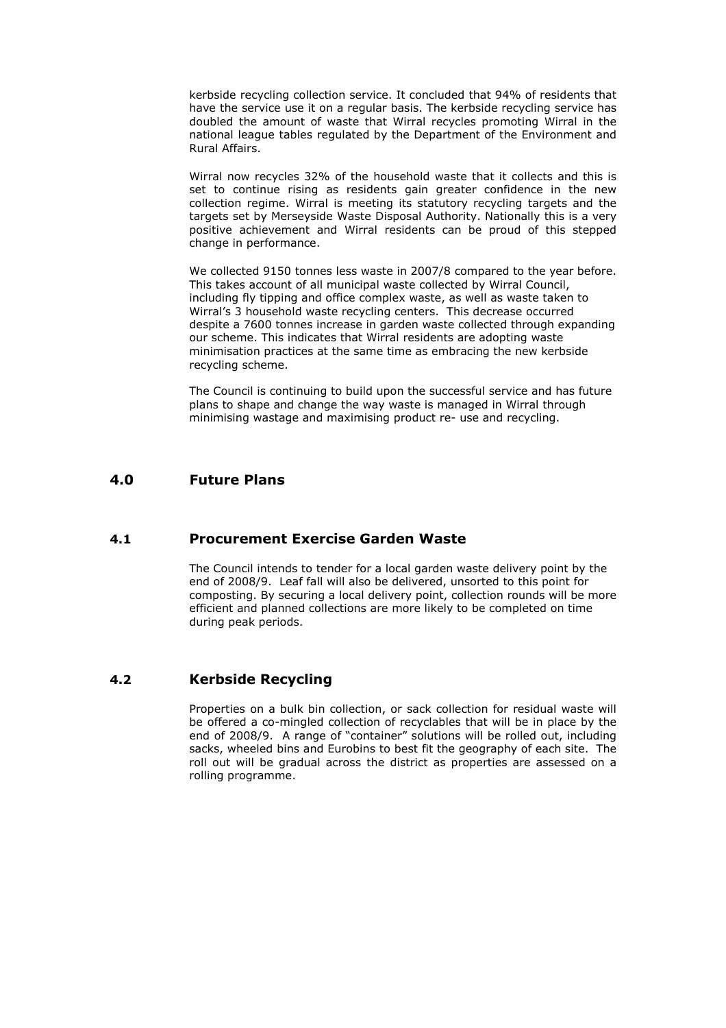kerbside recycling collection service. It concluded that 94% of residents that have the service use it on a regular basis. The kerbside recycling service has doubled the amount of waste that Wirral recycles promoting Wirral in the national league tables regulated by the Department of the Environment and Rural Affairs.

Wirral now recycles 32% of the household waste that it collects and this is set to continue rising as residents gain greater confidence in the new collection regime. Wirral is meeting its statutory recycling targets and the targets set by Merseyside Waste Disposal Authority. Nationally this is a very positive achievement and Wirral residents can be proud of this stepped change in performance.

We collected 9150 tonnes less waste in 2007/8 compared to the year before. This takes account of all municipal waste collected by Wirral Council, including fly tipping and office complex waste, as well as waste taken to Wirral's 3 household waste recycling centers. This decrease occurred despite a 7600 tonnes increase in garden waste collected through expanding our scheme. This indicates that Wirral residents are adopting waste minimisation practices at the same time as embracing the new kerbside recycling scheme.

The Council is continuing to build upon the successful service and has future plans to shape and change the way waste is managed in Wirral through minimising wastage and maximising product re- use and recycling.

## 4.0 Future Plans

### 4.1 Procurement Exercise Garden Waste

The Council intends to tender for a local garden waste delivery point by the end of 2008/9. Leaf fall will also be delivered, unsorted to this point for composting. By securing a local delivery point, collection rounds will be more efficient and planned collections are more likely to be completed on time during peak periods.

### 4.2 Kerbside Recycling

Properties on a bulk bin collection, or sack collection for residual waste will be offered a co-mingled collection of recyclables that will be in place by the end of 2008/9. A range of "container" solutions will be rolled out, including sacks, wheeled bins and Eurobins to best fit the geography of each site. The roll out will be gradual across the district as properties are assessed on a rolling programme.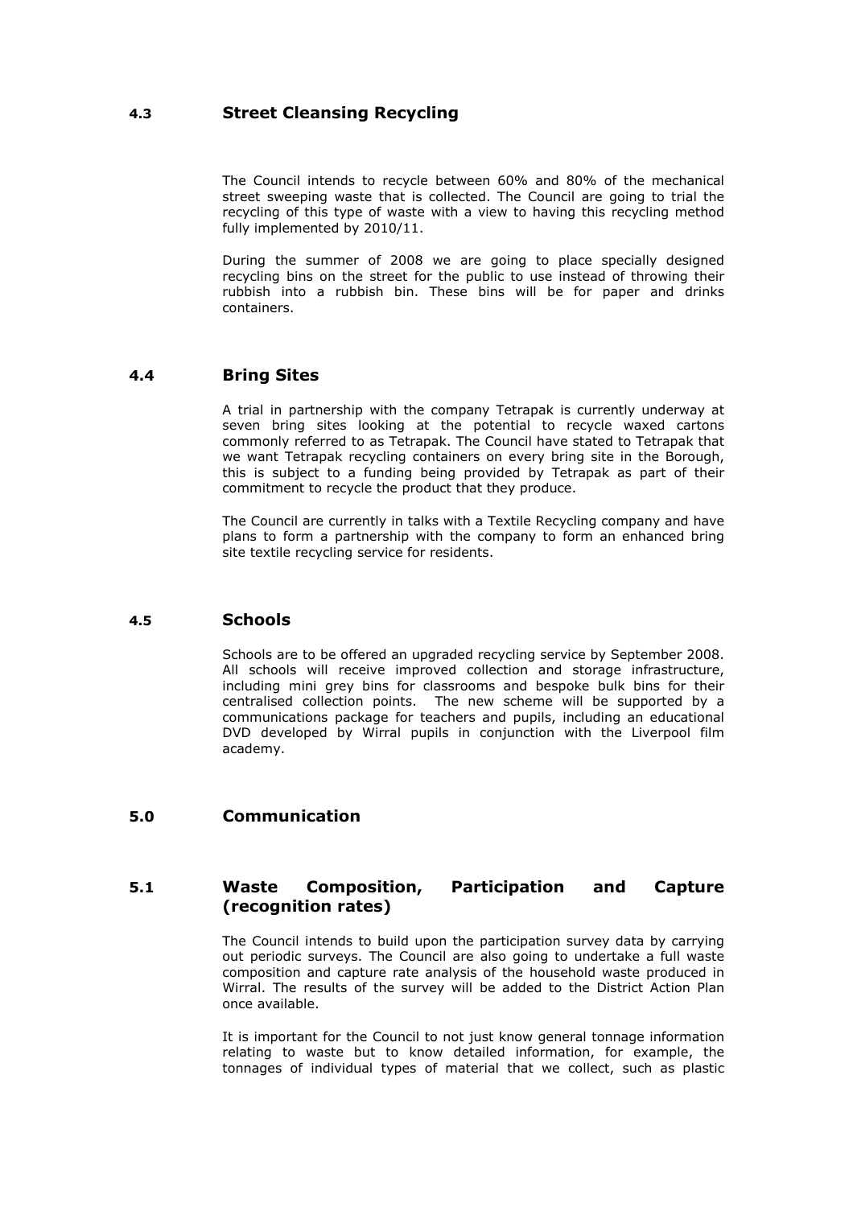## 4.3 Street Cleansing Recycling

The Council intends to recycle between 60% and 80% of the mechanical street sweeping waste that is collected. The Council are going to trial the recycling of this type of waste with a view to having this recycling method fully implemented by 2010/11.

During the summer of 2008 we are going to place specially designed recycling bins on the street for the public to use instead of throwing their rubbish into a rubbish bin. These bins will be for paper and drinks containers.

## 4.4 Bring Sites

A trial in partnership with the company Tetrapak is currently underway at seven bring sites looking at the potential to recycle waxed cartons commonly referred to as Tetrapak. The Council have stated to Tetrapak that we want Tetrapak recycling containers on every bring site in the Borough, this is subject to a funding being provided by Tetrapak as part of their commitment to recycle the product that they produce.

The Council are currently in talks with a Textile Recycling company and have plans to form a partnership with the company to form an enhanced bring site textile recycling service for residents.

## 4.5 Schools

Schools are to be offered an upgraded recycling service by September 2008. All schools will receive improved collection and storage infrastructure, including mini grey bins for classrooms and bespoke bulk bins for their centralised collection points. The new scheme will be supported by a communications package for teachers and pupils, including an educational DVD developed by Wirral pupils in conjunction with the Liverpool film academy.

# 5.0 Communication

## 5.1 Waste Composition, Participation and Capture (recognition rates)

The Council intends to build upon the participation survey data by carrying out periodic surveys. The Council are also going to undertake a full waste composition and capture rate analysis of the household waste produced in Wirral. The results of the survey will be added to the District Action Plan once available.

It is important for the Council to not just know general tonnage information relating to waste but to know detailed information, for example, the tonnages of individual types of material that we collect, such as plastic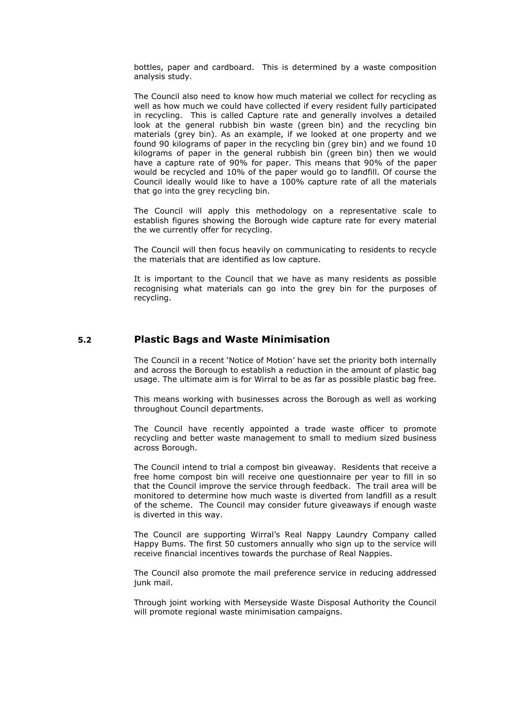bottles, paper and cardboard. This is determined by a waste composition analysis study.

The Council also need to know how much material we collect for recycling as well as how much we could have collected if every resident fully participated in recycling. This is called Capture rate and generally involves a detailed look at the general rubbish bin waste (green bin) and the recycling bin materials (grey bin). As an example, if we looked at one property and we found 90 kilograms of paper in the recycling bin (grey bin) and we found 10 kilograms of paper in the general rubbish bin (green bin) then we would have a capture rate of 90% for paper. This means that 90% of the paper would be recycled and 10% of the paper would go to landfill. Of course the Council ideally would like to have a 100% capture rate of all the materials that go into the grey recycling bin.

The Council will apply this methodology on a representative scale to establish figures showing the Borough wide capture rate for every material the we currently offer for recycling.

The Council will then focus heavily on communicating to residents to recycle the materials that are identified as low capture.

It is important to the Council that we have as many residents as possible recognising what materials can go into the grey bin for the purposes of recycling.

## 5.2 Plastic Bags and Waste Minimisation

The Council in a recent 'Notice of Motion' have set the priority both internally and across the Borough to establish a reduction in the amount of plastic bag usage. The ultimate aim is for Wirral to be as far as possible plastic bag free.

This means working with businesses across the Borough as well as working throughout Council departments.

The Council have recently appointed a trade waste officer to promote recycling and better waste management to small to medium sized business across Borough.

The Council intend to trial a compost bin giveaway. Residents that receive a free home compost bin will receive one questionnaire per year to fill in so that the Council improve the service through feedback. The trail area will be monitored to determine how much waste is diverted from landfill as a result of the scheme. The Council may consider future giveaways if enough waste is diverted in this way.

The Council are supporting Wirral's Real Nappy Laundry Company called Happy Bums. The first 50 customers annually who sign up to the service will receive financial incentives towards the purchase of Real Nappies.

The Council also promote the mail preference service in reducing addressed junk mail.

Through joint working with Merseyside Waste Disposal Authority the Council will promote regional waste minimisation campaigns.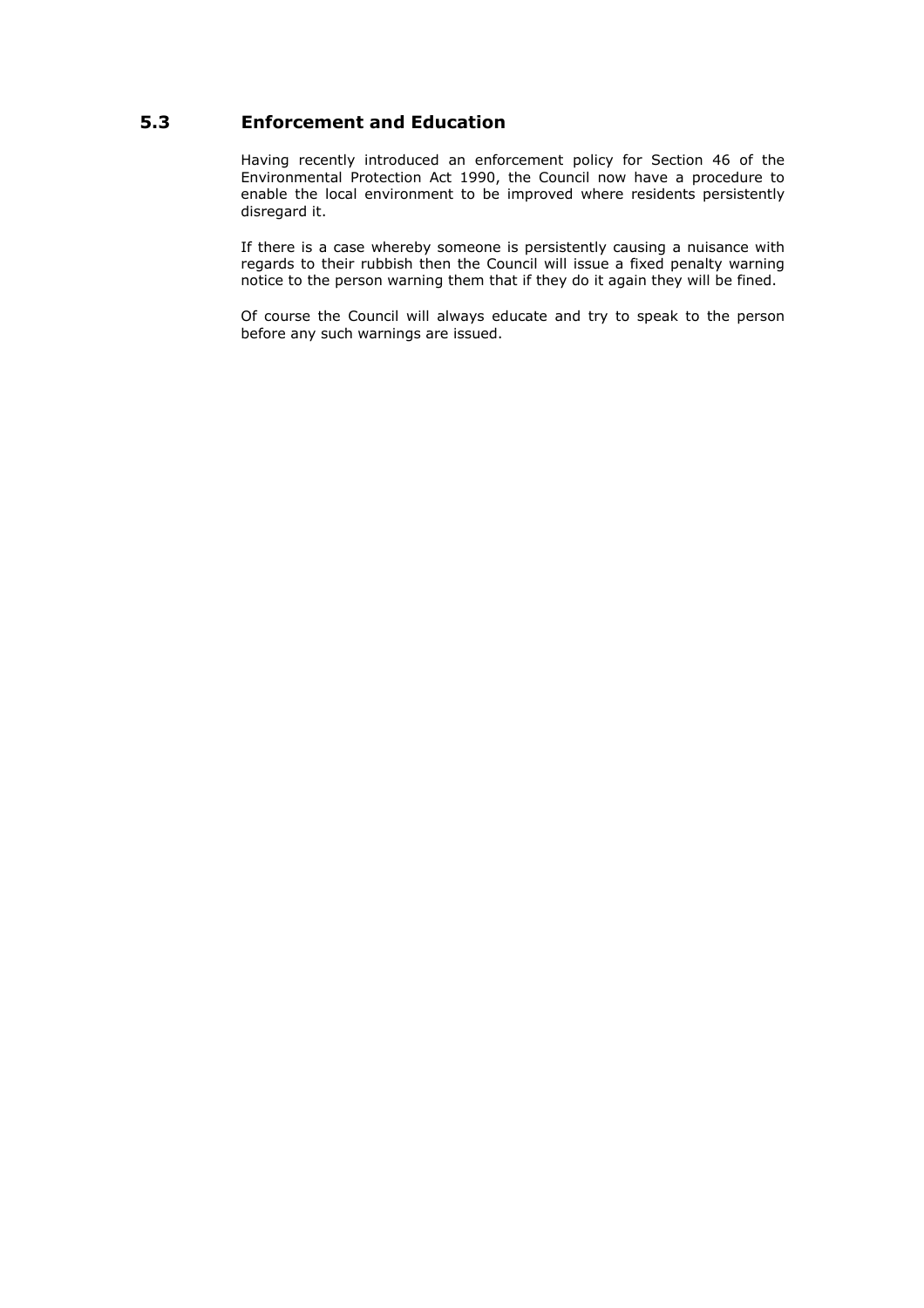## 5.3 Enforcement and Education

Having recently introduced an enforcement policy for Section 46 of the Environmental Protection Act 1990, the Council now have a procedure to enable the local environment to be improved where residents persistently disregard it.

If there is a case whereby someone is persistently causing a nuisance with regards to their rubbish then the Council will issue a fixed penalty warning notice to the person warning them that if they do it again they will be fined.

Of course the Council will always educate and try to speak to the person before any such warnings are issued.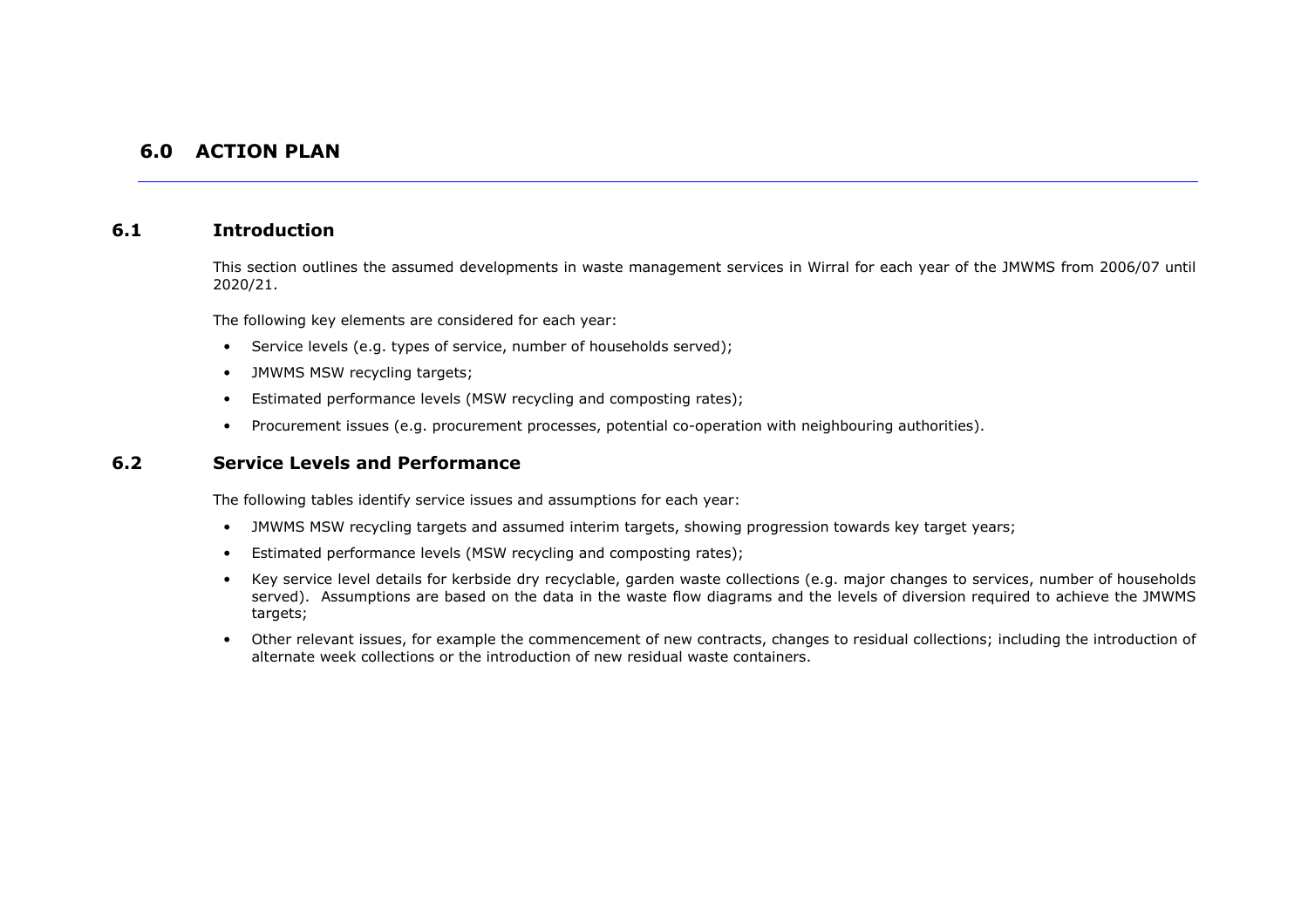# 6.0 ACTION PLAN

## 6.1 Introduction

This section outlines the assumed developments in waste management services in Wirral for each year of the JMWMS from 2006/07 until 2020/21.

The following key elements are considered for each year:

- Service levels (e.g. types of service, number of households served);
- JMWMS MSW recycling targets;
- Estimated performance levels (MSW recycling and composting rates);
- Procurement issues (e.g. procurement processes, potential co-operation with neighbouring authorities).

## 6.2 Service Levels and Performance

The following tables identify service issues and assumptions for each year:

- JMWMS MSW recycling targets and assumed interim targets, showing progression towards key target years;
- Estimated performance levels (MSW recycling and composting rates);
- Key service level details for kerbside dry recyclable, garden waste collections (e.g. major changes to services, number of households served). Assumptions are based on the data in the waste flow diagrams and the levels of diversion required to achieve the JMWMS targets;
- Other relevant issues, for example the commencement of new contracts, changes to residual collections; including the introduction of alternate week collections or the introduction of new residual waste containers.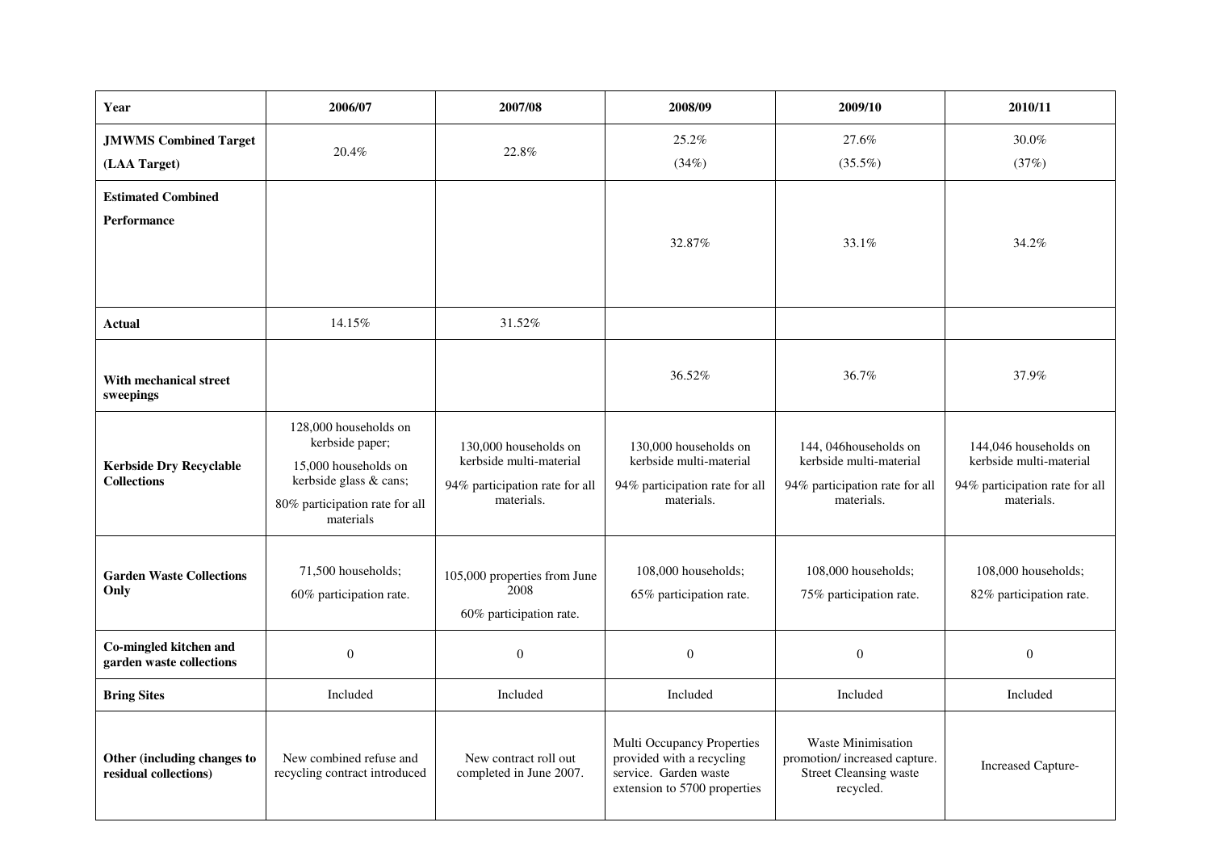| Year | 2006/07 | 2007/08 | 2008/09 | 2009/10 | 2010/11 |
|---|---|---|---|---|---|
| **JMWMS Combined Target (LAA Target)** | 20.4% | 22.8% | 25.2% (34%) | 27.6% (35.5%) | 30.0% (37%) |
| **Estimated Combined Performance** | | | 32.87% | 33.1% | 34.2% |
| **Actual** | 14.15% | 31.52% | | | |
| **With mechanical street sweepings** | | | 36.52% | 36.7% | 37.9% |
| **Kerbside Dry Recyclable Collections** | 128,000 households on kerbside paper; 15,000 households on kerbside glass & cans; 80% participation rate for all materials | 130,000 households on kerbside multi-material 94% participation rate for all materials. | 130,000 households on kerbside multi-material 94% participation rate for all materials. | 144, 046households on kerbside multi-material 94% participation rate for all materials. | 144,046 households on kerbside multi-material 94% participation rate for all materials. |
| **Garden Waste Collections Only** | 71,500 households; 60% participation rate. | 105,000 properties from June 2008 60% participation rate. | 108,000 households; 65% participation rate. | 108,000 households; 75% participation rate. | 108,000 households; 82% participation rate. |
| **Co-mingled kitchen and garden waste collections** | 0 | 0 | 0 | 0 | 0 |
| **Bring Sites** | Included | Included | Included | Included | Included |
| **Other (including changes to residual collections)** | New combined refuse and recycling contract introduced | New contract roll out completed in June 2007. | Multi Occupancy Properties provided with a recycling service. Garden waste extension to 5700 properties | Waste Minimisation promotion/ increased capture. Street Cleansing waste recycled. | Increased Capture- |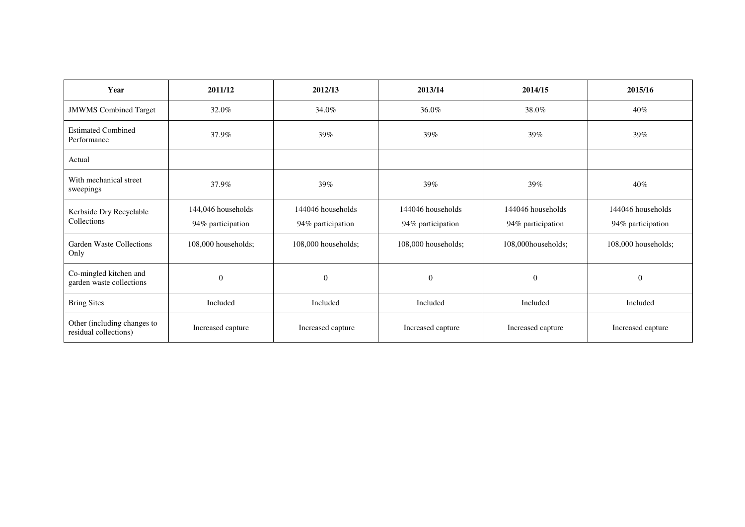| Year | 2011/12 | 2012/13 | 2013/14 | 2014/15 | 2015/16 |
|---|---|---|---|---|---|
| JMWMS Combined Target | 32.0% | 34.0% | 36.0% | 38.0% | 40% |
| Estimated Combined Performance | 37.9% | 39% | 39% | 39% | 39% |
| Actual | | | | | |
| With mechanical street sweepings | 37.9% | 39% | 39% | 39% | 40% |
| Kerbside Dry Recyclable Collections | 144,046 households<br>94% participation | 144046 households<br>94% participation | 144046 households<br>94% participation | 144046 households<br>94% participation | 144046 households<br>94% participation |
| Garden Waste Collections Only | 108,000 households; | 108,000 households; | 108,000 households; | 108,000households; | 108,000 households; |
| Co-mingled kitchen and garden waste collections | 0 | 0 | 0 | 0 | 0 |
| Bring Sites | Included | Included | Included | Included | Included |
| Other (including changes to residual collections) | Increased capture | Increased capture | Increased capture | Increased capture | Increased capture |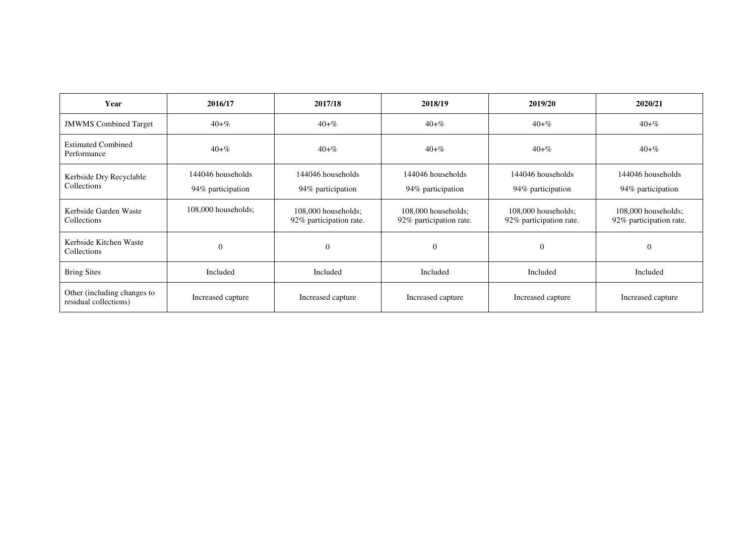| Year | 2016/17 | 2017/18 | 2018/19 | 2019/20 | 2020/21 |
|---|---|---|---|---|---|
| JMWMS Combined Target | 40+% | 40+% | 40+% | 40+% | 40+% |
| Estimated Combined Performance | 40+% | 40+% | 40+% | 40+% | 40+% |
| Kerbside Dry Recyclable Collections | 144046 households 94% participation | 144046 households 94% participation | 144046 households 94% participation | 144046 households 94% participation | 144046 households 94% participation |
| Kerbside Garden Waste Collections | 108,000 households; | 108,000 households; 92% participation rate. | 108,000 households; 92% participation rate. | 108,000 households; 92% participation rate. | 108,000 households; 92% participation rate. |
| Kerbside Kitchen Waste Collections | 0 | 0 | 0 | 0 | 0 |
| Bring Sites | Included | Included | Included | Included | Included |
| Other (including changes to residual collections) | Increased capture | Increased capture | Increased capture | Increased capture | Increased capture |